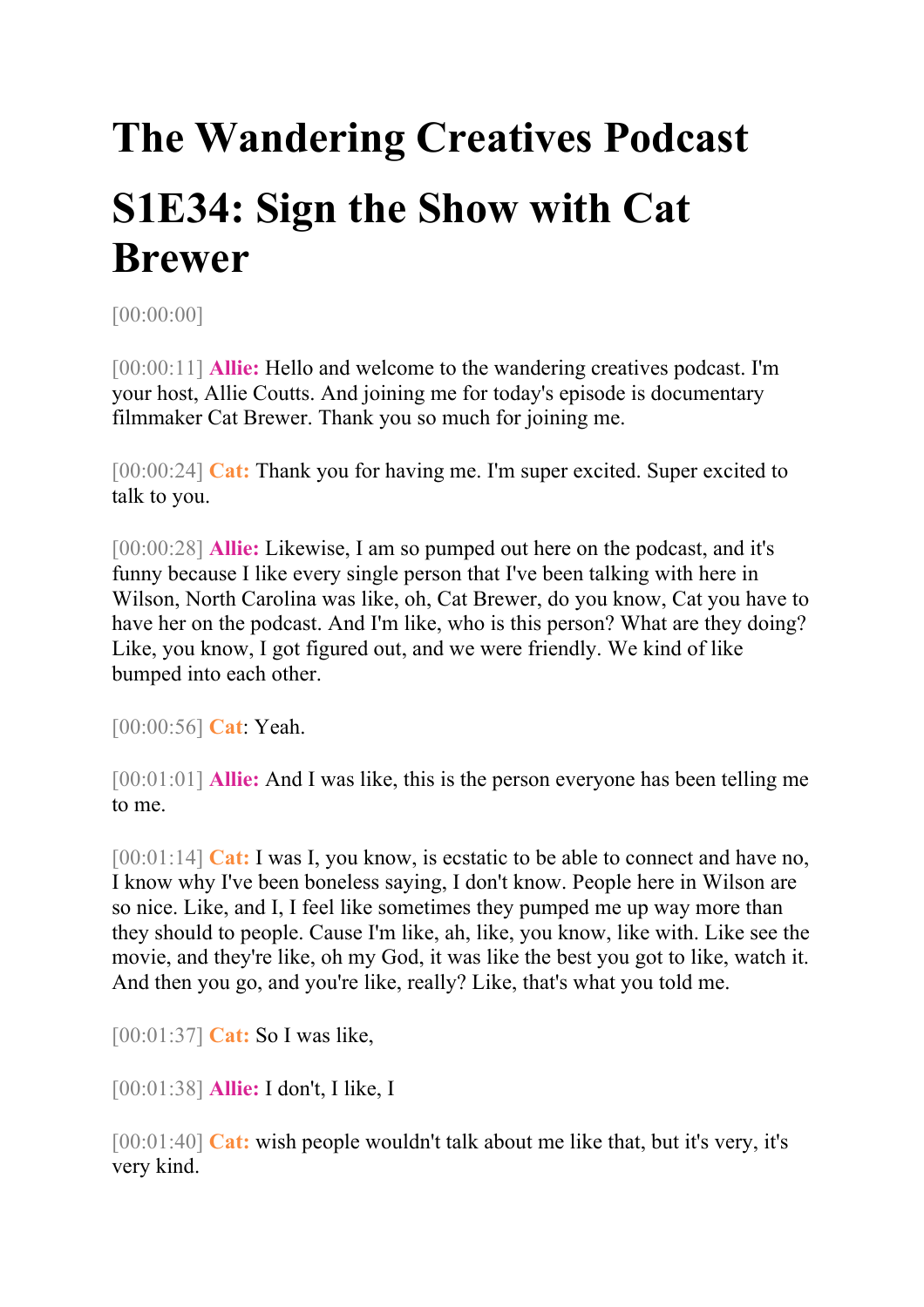# The Wandering Creatives Podcast

# S1E34: Sign the Show with Cat Brewer

[00:00:00]

[00:00:11] **Allie:** Hello and welcome to the wandering creatives podcast. I'm your host, Allie Coutts. And joining me for today's episode is documentary filmmaker Cat Brewer. Thank you so much for joining me.

[00:00:24] **Cat:** Thank you for having me. I'm super excited. Super excited to talk to you.

[00:00:28] **Allie:** Likewise, I am so pumped out here on the podcast, and it's funny because I like every single person that I've been talking with here in Wilson, North Carolina was like, oh, Cat Brewer, do you know, Cat you have to have her on the podcast. And I'm like, who is this person? What are they doing? Like, you know, I got figured out, and we were friendly. We kind of like bumped into each other.

[00:00:56] **Cat**: Yeah.

[00:01:01] **Allie:** And I was like, this is the person everyone has been telling me to me.

[00:01:14] **Cat:** I was I, you know, is ecstatic to be able to connect and have no, I know why I've been boneless saying, I don't know. People here in Wilson are so nice. Like, and I, I feel like sometimes they pumped me up way more than they should to people. Cause I'm like, ah, like, you know, like with. Like see the movie, and they're like, oh my God, it was like the best you got to like, watch it. And then you go, and you're like, really? Like, that's what you told me.

[00:01:37] **Cat:** So I was like,

[00:01:38] **Allie:** I don't, I like, I

[00:01:40] **Cat:** wish people wouldn't talk about me like that, but it's very, it's very kind.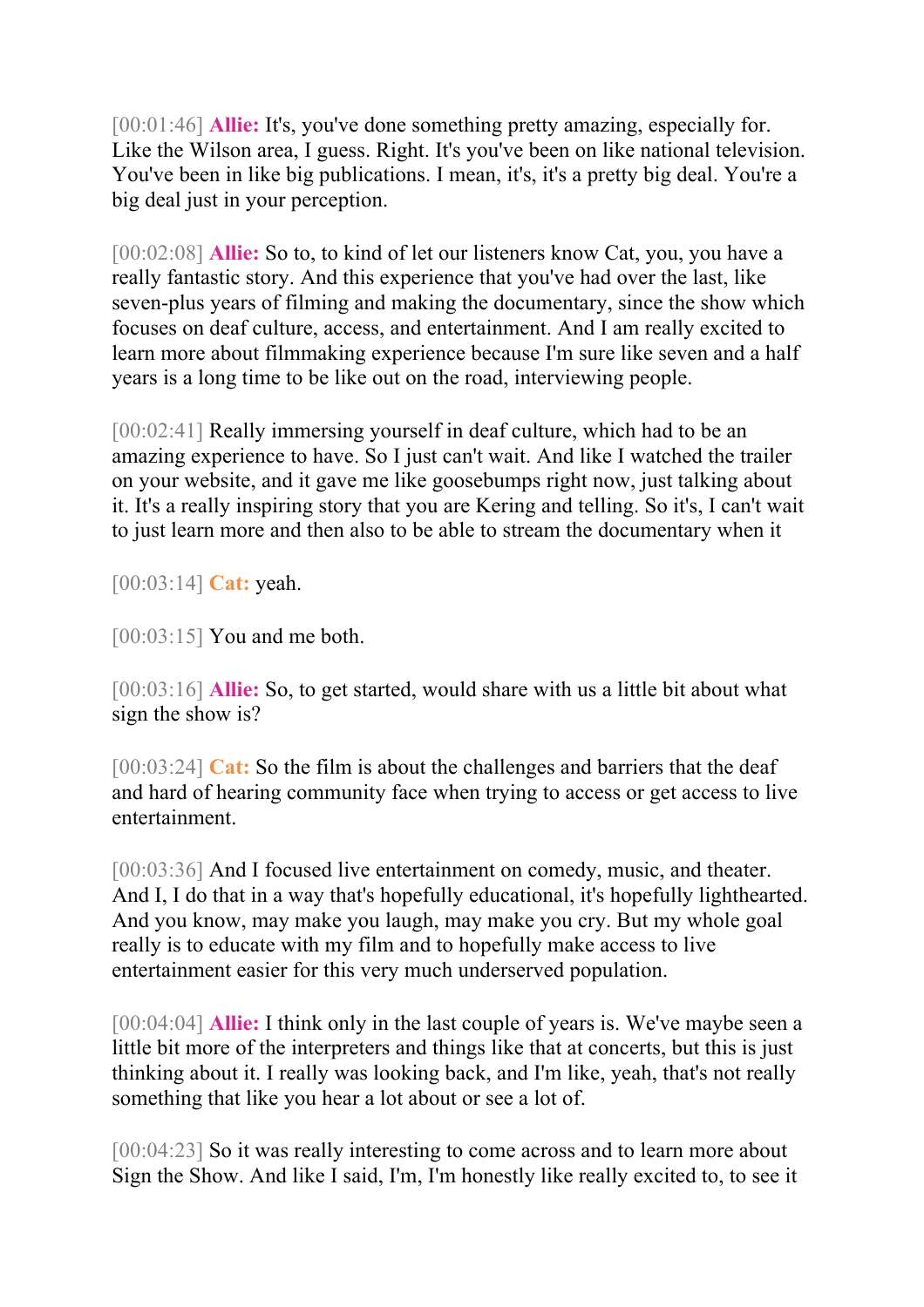[00:01:46] **Allie:** It's, you've done something pretty amazing, especially for. Like the Wilson area, I guess. Right. It's you've been on like national television. You've been in like big publications. I mean, it's, it's a pretty big deal. You're a big deal just in your perception.

[00:02:08] **Allie:** So to, to kind of let our listeners know Cat, you, you have a really fantastic story. And this experience that you've had over the last, like seven-plus years of filming and making the documentary, since the show which focuses on deaf culture, access, and entertainment. And I am really excited to learn more about filmmaking experience because I'm sure like seven and a half years is a long time to be like out on the road, interviewing people.

[00:02:41] Really immersing yourself in deaf culture, which had to be an amazing experience to have. So I just can't wait. And like I watched the trailer on your website, and it gave me like goosebumps right now, just talking about it. It's a really inspiring story that you are Kering and telling. So it's, I can't wait to just learn more and then also to be able to stream the documentary when it

[00:03:14] **Cat:** yeah.

[00:03:15] You and me both.

[00:03:16] **Allie:** So, to get started, would share with us a little bit about what sign the show is?

[00:03:24] **Cat:** So the film is about the challenges and barriers that the deaf and hard of hearing community face when trying to access or get access to live entertainment.

[00:03:36] And I focused live entertainment on comedy, music, and theater. And I, I do that in a way that's hopefully educational, it's hopefully lighthearted. And you know, may make you laugh, may make you cry. But my whole goal really is to educate with my film and to hopefully make access to live entertainment easier for this very much underserved population.

[00:04:04] **Allie:** I think only in the last couple of years is. We've maybe seen a little bit more of the interpreters and things like that at concerts, but this is just thinking about it. I really was looking back, and I'm like, yeah, that's not really something that like you hear a lot about or see a lot of.

[00:04:23] So it was really interesting to come across and to learn more about Sign the Show. And like I said, I'm, I'm honestly like really excited to, to see it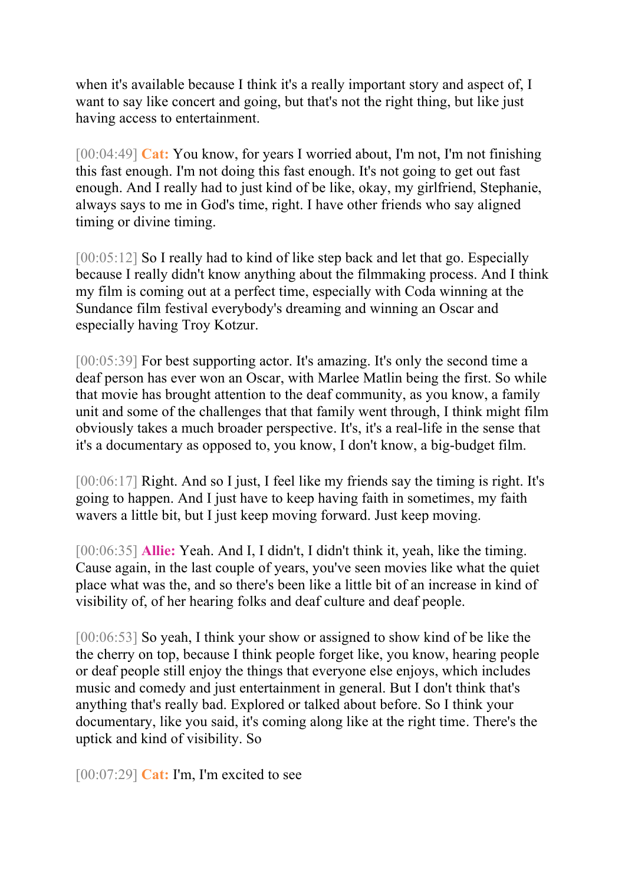when it's available because I think it's a really important story and aspect of, I want to say like concert and going, but that's not the right thing, but like just having access to entertainment.

[00:04:49] **Cat:** You know, for years I worried about, I'm not, I'm not finishing this fast enough. I'm not doing this fast enough. It's not going to get out fast enough. And I really had to just kind of be like, okay, my girlfriend, Stephanie, always says to me in God's time, right. I have other friends who say aligned timing or divine timing.

[00:05:12] So I really had to kind of like step back and let that go. Especially because I really didn't know anything about the filmmaking process. And I think my film is coming out at a perfect time, especially with Coda winning at the Sundance film festival everybody's dreaming and winning an Oscar and especially having Troy Kotzur.

[00:05:39] For best supporting actor. It's amazing. It's only the second time a deaf person has ever won an Oscar, with Marlee Matlin being the first. So while that movie has brought attention to the deaf community, as you know, a family unit and some of the challenges that that family went through, I think might film obviously takes a much broader perspective. It's, it's a real-life in the sense that it's a documentary as opposed to, you know, I don't know, a big-budget film.

[00:06:17] Right. And so I just, I feel like my friends say the timing is right. It's going to happen. And I just have to keep having faith in sometimes, my faith wavers a little bit, but I just keep moving forward. Just keep moving.

[00:06:35] **Allie:** Yeah. And I, I didn't, I didn't think it, yeah, like the timing. Cause again, in the last couple of years, you've seen movies like what the quiet place what was the, and so there's been like a little bit of an increase in kind of visibility of, of her hearing folks and deaf culture and deaf people.

[00:06:53] So yeah, I think your show or assigned to show kind of be like the the cherry on top, because I think people forget like, you know, hearing people or deaf people still enjoy the things that everyone else enjoys, which includes music and comedy and just entertainment in general. But I don't think that's anything that's really bad. Explored or talked about before. So I think your documentary, like you said, it's coming along like at the right time. There's the uptick and kind of visibility. So

[00:07:29] **Cat:** I'm, I'm excited to see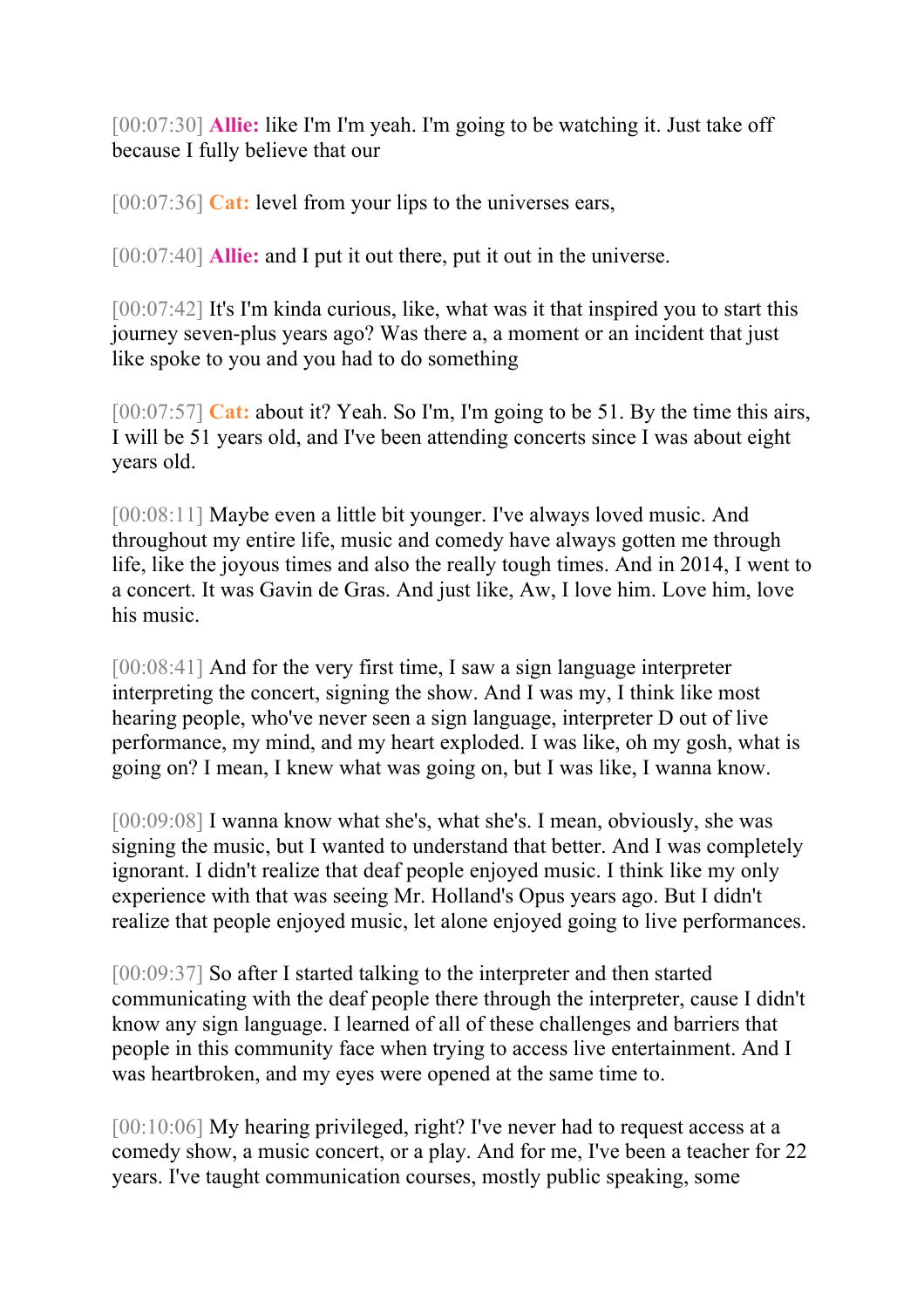[00:07:30] **Allie:** like I'm I'm yeah. I'm going to be watching it. Just take off because I fully believe that our

[00:07:36] **Cat:** level from your lips to the universes ears,

[00:07:40] **Allie:** and I put it out there, put it out in the universe.

[00:07:42] It's I'm kinda curious, like, what was it that inspired you to start this journey seven-plus years ago? Was there a, a moment or an incident that just like spoke to you and you had to do something

[00:07:57] **Cat:** about it? Yeah. So I'm, I'm going to be 51. By the time this airs, I will be 51 years old, and I've been attending concerts since I was about eight years old.

[00:08:11] Maybe even a little bit younger. I've always loved music. And throughout my entire life, music and comedy have always gotten me through life, like the joyous times and also the really tough times. And in 2014, I went to a concert. It was Gavin de Gras. And just like, Aw, I love him. Love him, love his music.

[00:08:41] And for the very first time, I saw a sign language interpreter interpreting the concert, signing the show. And I was my, I think like most hearing people, who've never seen a sign language, interpreter D out of live performance, my mind, and my heart exploded. I was like, oh my gosh, what is going on? I mean, I knew what was going on, but I was like, I wanna know.

[00:09:08] I wanna know what she's, what she's. I mean, obviously, she was signing the music, but I wanted to understand that better. And I was completely ignorant. I didn't realize that deaf people enjoyed music. I think like my only experience with that was seeing Mr. Holland's Opus years ago. But I didn't realize that people enjoyed music, let alone enjoyed going to live performances.

[00:09:37] So after I started talking to the interpreter and then started communicating with the deaf people there through the interpreter, cause I didn't know any sign language. I learned of all of these challenges and barriers that people in this community face when trying to access live entertainment. And I was heartbroken, and my eyes were opened at the same time to.

[00:10:06] My hearing privileged, right? I've never had to request access at a comedy show, a music concert, or a play. And for me, I've been a teacher for 22 years. I've taught communication courses, mostly public speaking, some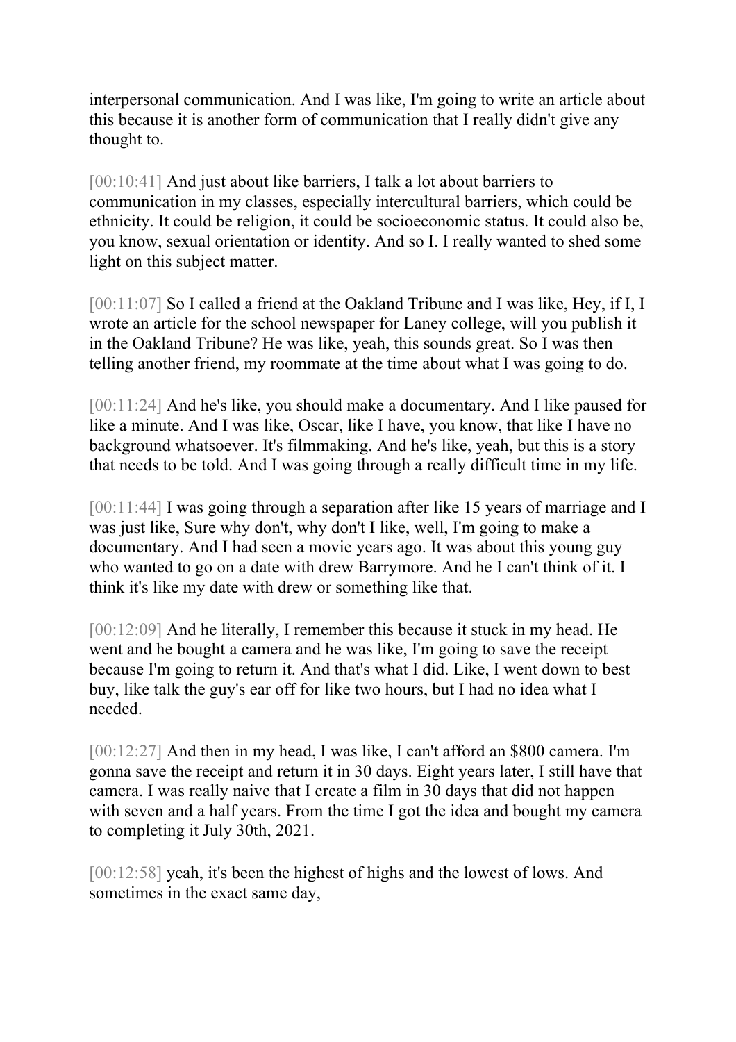interpersonal communication. And I was like, I'm going to write an article about this because it is another form of communication that I really didn't give any thought to.

[00:10:41] And just about like barriers, I talk a lot about barriers to communication in my classes, especially intercultural barriers, which could be ethnicity. It could be religion, it could be socioeconomic status. It could also be, you know, sexual orientation or identity. And so I. I really wanted to shed some light on this subject matter.

[00:11:07] So I called a friend at the Oakland Tribune and I was like, Hey, if I, I wrote an article for the school newspaper for Laney college, will you publish it in the Oakland Tribune? He was like, yeah, this sounds great. So I was then telling another friend, my roommate at the time about what I was going to do.

[00:11:24] And he's like, you should make a documentary. And I like paused for like a minute. And I was like, Oscar, like I have, you know, that like I have no background whatsoever. It's filmmaking. And he's like, yeah, but this is a story that needs to be told. And I was going through a really difficult time in my life.

[00:11:44] I was going through a separation after like 15 years of marriage and I was just like, Sure why don't, why don't I like, well, I'm going to make a documentary. And I had seen a movie years ago. It was about this young guy who wanted to go on a date with drew Barrymore. And he I can't think of it. I think it's like my date with drew or something like that.

[00:12:09] And he literally, I remember this because it stuck in my head. He went and he bought a camera and he was like, I'm going to save the receipt because I'm going to return it. And that's what I did. Like, I went down to best buy, like talk the guy's ear off for like two hours, but I had no idea what I needed.

[00:12:27] And then in my head, I was like, I can't afford an $800 camera. I'm gonna save the receipt and return it in 30 days. Eight years later, I still have that camera. I was really naive that I create a film in 30 days that did not happen with seven and a half years. From the time I got the idea and bought my camera to completing it July 30th, 2021.

[00:12:58] yeah, it's been the highest of highs and the lowest of lows. And sometimes in the exact same day,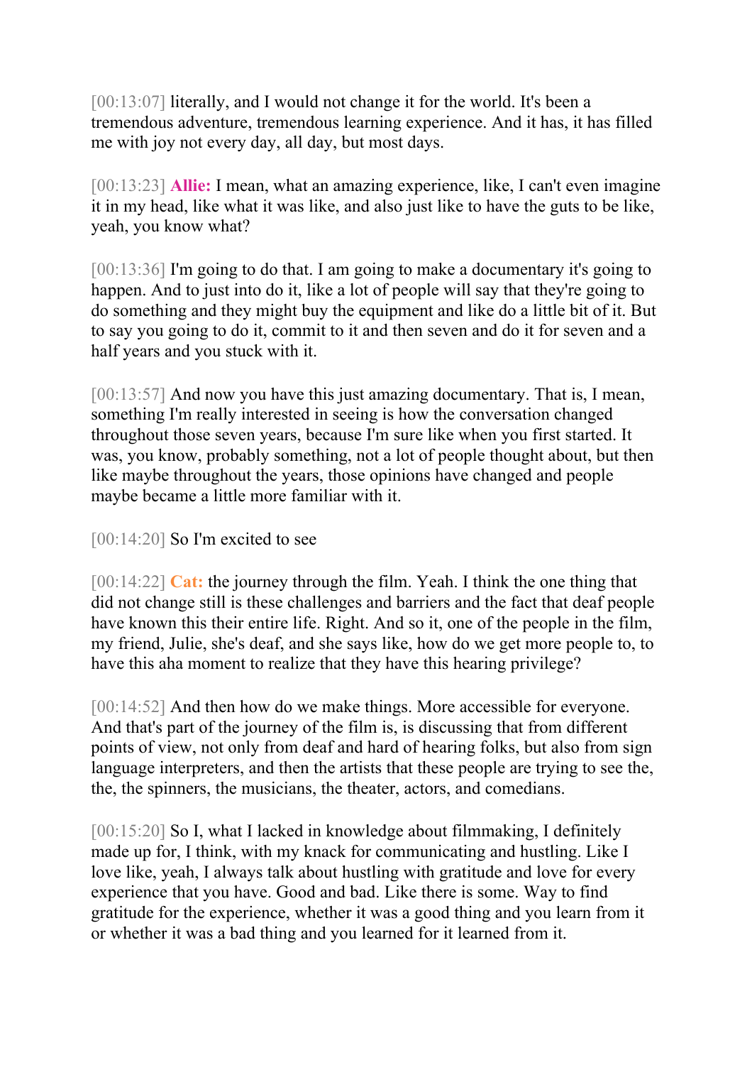[00:13:07] literally, and I would not change it for the world. It's been a tremendous adventure, tremendous learning experience. And it has, it has filled me with joy not every day, all day, but most days.

[00:13:23] **Allie:** I mean, what an amazing experience, like, I can't even imagine it in my head, like what it was like, and also just like to have the guts to be like, yeah, you know what?

[00:13:36] I'm going to do that. I am going to make a documentary it's going to happen. And to just into do it, like a lot of people will say that they're going to do something and they might buy the equipment and like do a little bit of it. But to say you going to do it, commit to it and then seven and do it for seven and a half years and you stuck with it.

[00:13:57] And now you have this just amazing documentary. That is, I mean, something I'm really interested in seeing is how the conversation changed throughout those seven years, because I'm sure like when you first started. It was, you know, probably something, not a lot of people thought about, but then like maybe throughout the years, those opinions have changed and people maybe became a little more familiar with it.

[00:14:20] So I'm excited to see

[00:14:22] **Cat:** the journey through the film. Yeah. I think the one thing that did not change still is these challenges and barriers and the fact that deaf people have known this their entire life. Right. And so it, one of the people in the film, my friend, Julie, she's deaf, and she says like, how do we get more people to, to have this aha moment to realize that they have this hearing privilege?

[00:14:52] And then how do we make things. More accessible for everyone. And that's part of the journey of the film is, is discussing that from different points of view, not only from deaf and hard of hearing folks, but also from sign language interpreters, and then the artists that these people are trying to see the, the, the spinners, the musicians, the theater, actors, and comedians.

[00:15:20] So I, what I lacked in knowledge about filmmaking, I definitely made up for, I think, with my knack for communicating and hustling. Like I love like, yeah, I always talk about hustling with gratitude and love for every experience that you have. Good and bad. Like there is some. Way to find gratitude for the experience, whether it was a good thing and you learn from it or whether it was a bad thing and you learned for it learned from it.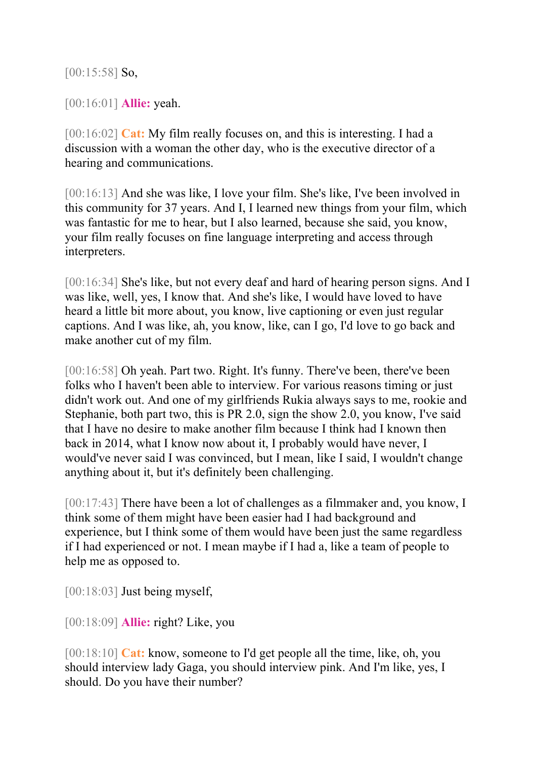[00:15:58] So,

[00:16:01] **Allie:** yeah.

[00:16:02] **Cat:** My film really focuses on, and this is interesting. I had a discussion with a woman the other day, who is the executive director of a hearing and communications.

[00:16:13] And she was like, I love your film. She's like, I've been involved in this community for 37 years. And I, I learned new things from your film, which was fantastic for me to hear, but I also learned, because she said, you know, your film really focuses on fine language interpreting and access through interpreters.

[00:16:34] She's like, but not every deaf and hard of hearing person signs. And I was like, well, yes, I know that. And she's like, I would have loved to have heard a little bit more about, you know, live captioning or even just regular captions. And I was like, ah, you know, like, can I go, I'd love to go back and make another cut of my film.

[00:16:58] Oh yeah. Part two. Right. It's funny. There've been, there've been folks who I haven't been able to interview. For various reasons timing or just didn't work out. And one of my girlfriends Rukia always says to me, rookie and Stephanie, both part two, this is PR 2.0, sign the show 2.0, you know, I've said that I have no desire to make another film because I think had I known then back in 2014, what I know now about it, I probably would have never, I would've never said I was convinced, but I mean, like I said, I wouldn't change anything about it, but it's definitely been challenging.

[00:17:43] There have been a lot of challenges as a filmmaker and, you know, I think some of them might have been easier had I had background and experience, but I think some of them would have been just the same regardless if I had experienced or not. I mean maybe if I had a, like a team of people to help me as opposed to.

[00:18:03] Just being myself,

[00:18:09] **Allie:** right? Like, you

[00:18:10] **Cat:** know, someone to I'd get people all the time, like, oh, you should interview lady Gaga, you should interview pink. And I'm like, yes, I should. Do you have their number?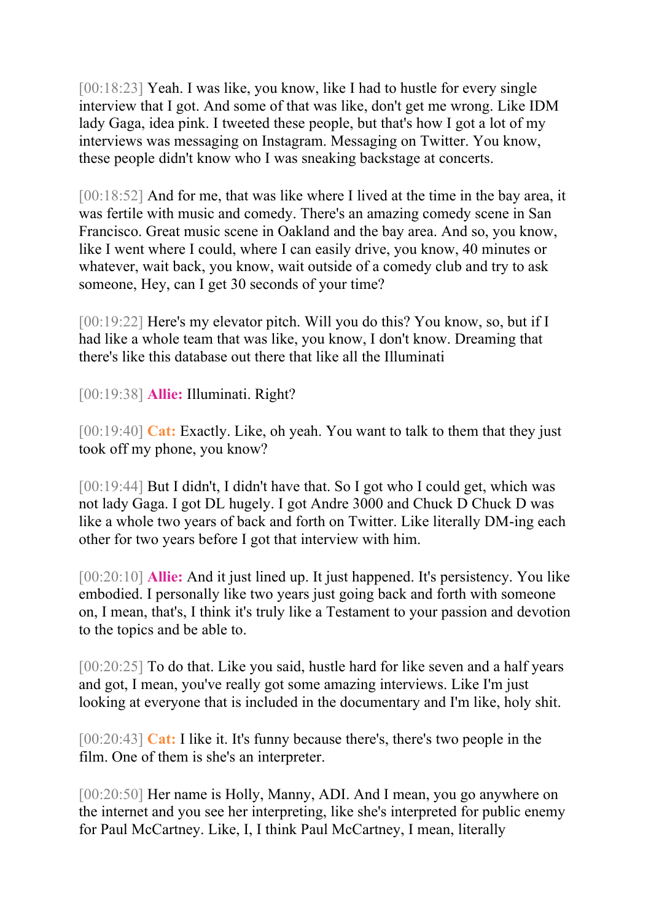[00:18:23] Yeah. I was like, you know, like I had to hustle for every single interview that I got. And some of that was like, don't get me wrong. Like IDM lady Gaga, idea pink. I tweeted these people, but that's how I got a lot of my interviews was messaging on Instagram. Messaging on Twitter. You know, these people didn't know who I was sneaking backstage at concerts.

[00:18:52] And for me, that was like where I lived at the time in the bay area, it was fertile with music and comedy. There's an amazing comedy scene in San Francisco. Great music scene in Oakland and the bay area. And so, you know, like I went where I could, where I can easily drive, you know, 40 minutes or whatever, wait back, you know, wait outside of a comedy club and try to ask someone, Hey, can I get 30 seconds of your time?

[00:19:22] Here's my elevator pitch. Will you do this? You know, so, but if I had like a whole team that was like, you know, I don't know. Dreaming that there's like this database out there that like all the Illuminati

[00:19:38] **Allie:** Illuminati. Right?

[00:19:40] **Cat:** Exactly. Like, oh yeah. You want to talk to them that they just took off my phone, you know?

[00:19:44] But I didn't, I didn't have that. So I got who I could get, which was not lady Gaga. I got DL hugely. I got Andre 3000 and Chuck D Chuck D was like a whole two years of back and forth on Twitter. Like literally DM-ing each other for two years before I got that interview with him.

[00:20:10] **Allie:** And it just lined up. It just happened. It's persistency. You like embodied. I personally like two years just going back and forth with someone on, I mean, that's, I think it's truly like a Testament to your passion and devotion to the topics and be able to.

[00:20:25] To do that. Like you said, hustle hard for like seven and a half years and got, I mean, you've really got some amazing interviews. Like I'm just looking at everyone that is included in the documentary and I'm like, holy shit.

[00:20:43] **Cat:** I like it. It's funny because there's, there's two people in the film. One of them is she's an interpreter.

[00:20:50] Her name is Holly, Manny, ADI. And I mean, you go anywhere on the internet and you see her interpreting, like she's interpreted for public enemy for Paul McCartney. Like, I, I think Paul McCartney, I mean, literally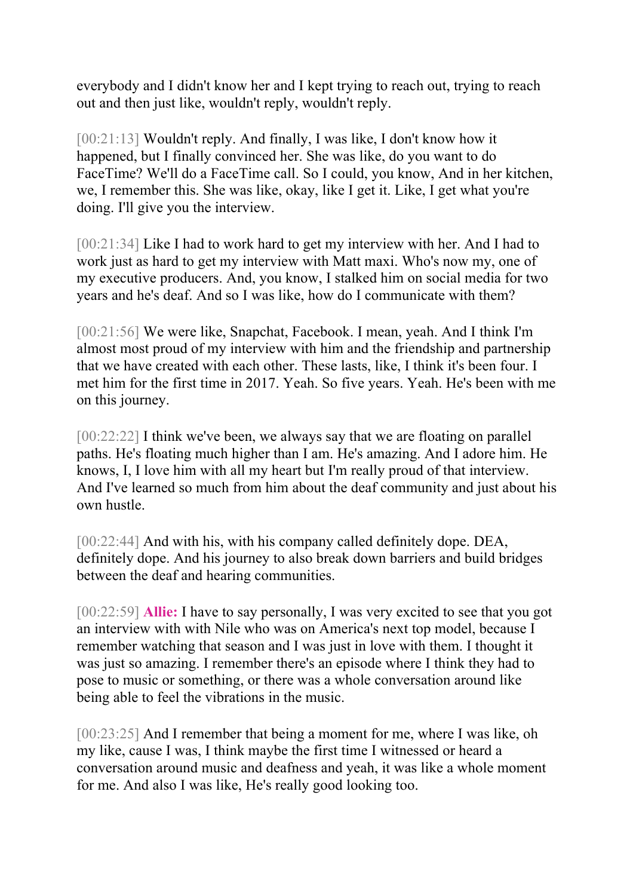everybody and I didn't know her and I kept trying to reach out, trying to reach out and then just like, wouldn't reply, wouldn't reply.

[00:21:13] Wouldn't reply. And finally, I was like, I don't know how it happened, but I finally convinced her. She was like, do you want to do FaceTime? We'll do a FaceTime call. So I could, you know, And in her kitchen, we, I remember this. She was like, okay, like I get it. Like, I get what you're doing. I'll give you the interview.

[00:21:34] Like I had to work hard to get my interview with her. And I had to work just as hard to get my interview with Matt maxi. Who's now my, one of my executive producers. And, you know, I stalked him on social media for two years and he's deaf. And so I was like, how do I communicate with them?

[00:21:56] We were like, Snapchat, Facebook. I mean, yeah. And I think I'm almost most proud of my interview with him and the friendship and partnership that we have created with each other. These lasts, like, I think it's been four. I met him for the first time in 2017. Yeah. So five years. Yeah. He's been with me on this journey.

[00:22:22] I think we've been, we always say that we are floating on parallel paths. He's floating much higher than I am. He's amazing. And I adore him. He knows, I, I love him with all my heart but I'm really proud of that interview. And I've learned so much from him about the deaf community and just about his own hustle.

[00:22:44] And with his, with his company called definitely dope. DEA, definitely dope. And his journey to also break down barriers and build bridges between the deaf and hearing communities.

[00:22:59] **Allie:** I have to say personally, I was very excited to see that you got an interview with with Nile who was on America's next top model, because I remember watching that season and I was just in love with them. I thought it was just so amazing. I remember there's an episode where I think they had to pose to music or something, or there was a whole conversation around like being able to feel the vibrations in the music.

[00:23:25] And I remember that being a moment for me, where I was like, oh my like, cause I was, I think maybe the first time I witnessed or heard a conversation around music and deafness and yeah, it was like a whole moment for me. And also I was like, He's really good looking too.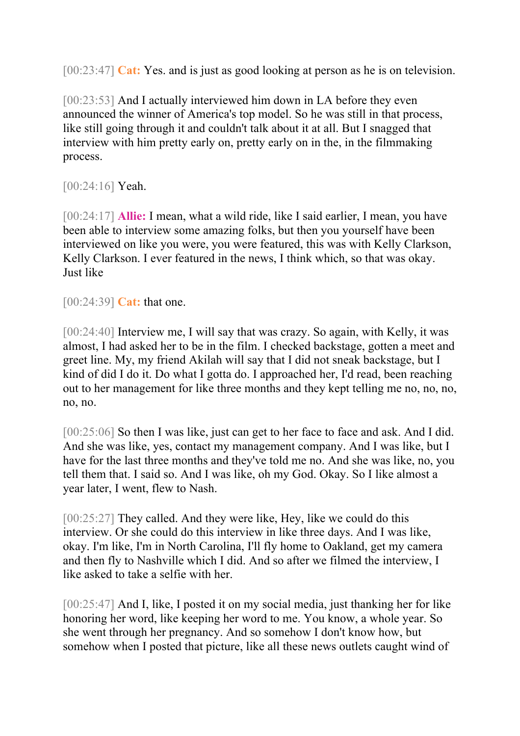[00:23:47] **Cat:** Yes. and is just as good looking at person as he is on television.

[00:23:53] And I actually interviewed him down in LA before they even announced the winner of America's top model. So he was still in that process, like still going through it and couldn't talk about it at all. But I snagged that interview with him pretty early on, pretty early on in the, in the filmmaking process.

[00:24:16] Yeah.

[00:24:17] **Allie:** I mean, what a wild ride, like I said earlier, I mean, you have been able to interview some amazing folks, but then you yourself have been interviewed on like you were, you were featured, this was with Kelly Clarkson, Kelly Clarkson. I ever featured in the news, I think which, so that was okay. Just like

[00:24:39] **Cat:** that one.

[00:24:40] Interview me, I will say that was crazy. So again, with Kelly, it was almost, I had asked her to be in the film. I checked backstage, gotten a meet and greet line. My, my friend Akilah will say that I did not sneak backstage, but I kind of did I do it. Do what I gotta do. I approached her, I'd read, been reaching out to her management for like three months and they kept telling me no, no, no, no, no.

[00:25:06] So then I was like, just can get to her face to face and ask. And I did. And she was like, yes, contact my management company. And I was like, but I have for the last three months and they've told me no. And she was like, no, you tell them that. I said so. And I was like, oh my God. Okay. So I like almost a year later, I went, flew to Nash.

[00:25:27] They called. And they were like, Hey, like we could do this interview. Or she could do this interview in like three days. And I was like, okay. I'm like, I'm in North Carolina, I'll fly home to Oakland, get my camera and then fly to Nashville which I did. And so after we filmed the interview, I like asked to take a selfie with her.

[00:25:47] And I, like, I posted it on my social media, just thanking her for like honoring her word, like keeping her word to me. You know, a whole year. So she went through her pregnancy. And so somehow I don't know how, but somehow when I posted that picture, like all these news outlets caught wind of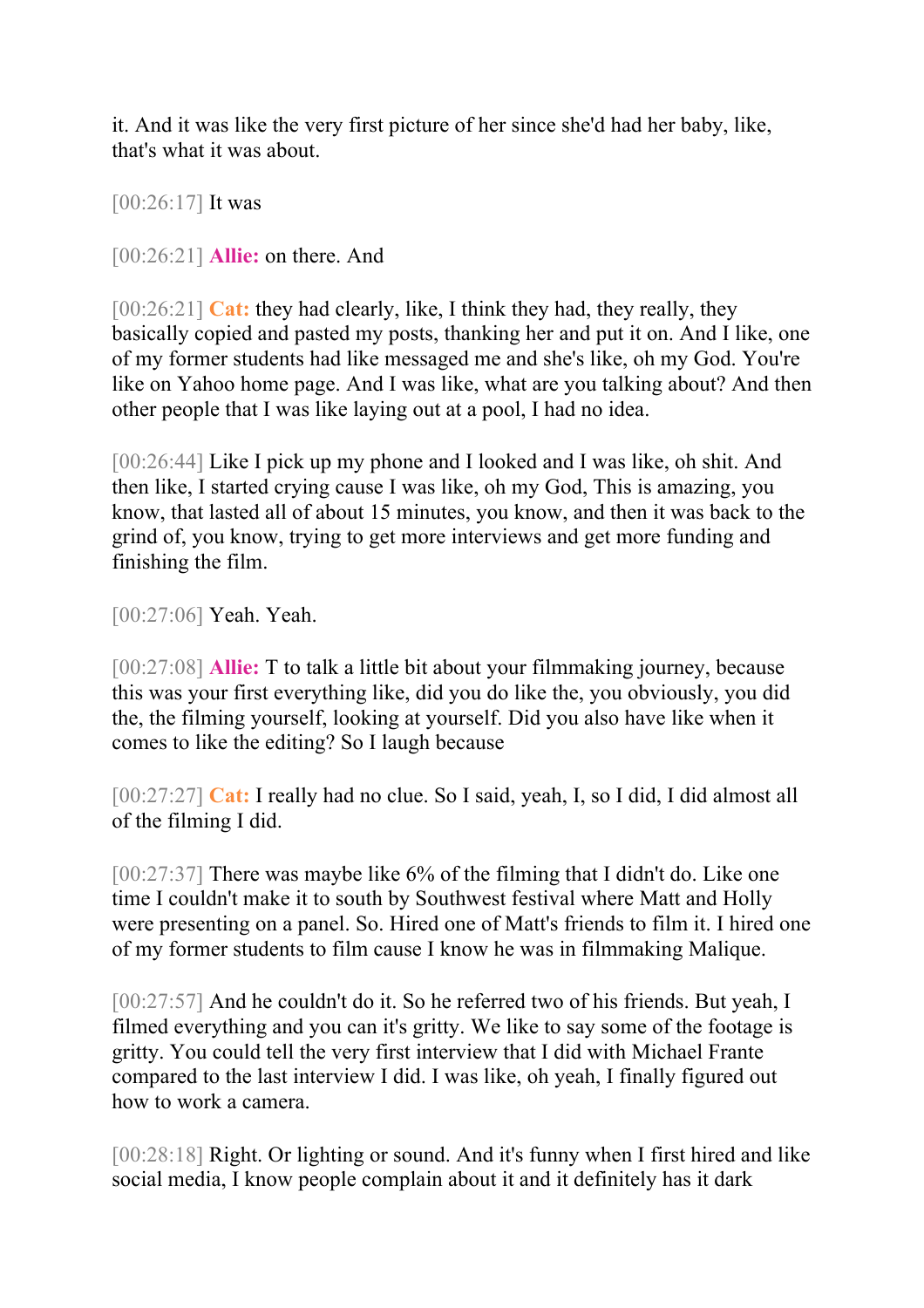it. And it was like the very first picture of her since she'd had her baby, like, that's what it was about.

[00:26:17] It was

[00:26:21] **Allie:** on there. And

[00:26:21] **Cat:** they had clearly, like, I think they had, they really, they basically copied and pasted my posts, thanking her and put it on. And I like, one of my former students had like messaged me and she's like, oh my God. You're like on Yahoo home page. And I was like, what are you talking about? And then other people that I was like laying out at a pool, I had no idea.

[00:26:44] Like I pick up my phone and I looked and I was like, oh shit. And then like, I started crying cause I was like, oh my God, This is amazing, you know, that lasted all of about 15 minutes, you know, and then it was back to the grind of, you know, trying to get more interviews and get more funding and finishing the film.

[00:27:06] Yeah. Yeah.

[00:27:08] **Allie:** T to talk a little bit about your filmmaking journey, because this was your first everything like, did you do like the, you obviously, you did the, the filming yourself, looking at yourself. Did you also have like when it comes to like the editing? So I laugh because

[00:27:27] **Cat:** I really had no clue. So I said, yeah, I, so I did, I did almost all of the filming I did.

[00:27:37] There was maybe like 6% of the filming that I didn't do. Like one time I couldn't make it to south by Southwest festival where Matt and Holly were presenting on a panel. So. Hired one of Matt's friends to film it. I hired one of my former students to film cause I know he was in filmmaking Malique.

[00:27:57] And he couldn't do it. So he referred two of his friends. But yeah, I filmed everything and you can it's gritty. We like to say some of the footage is gritty. You could tell the very first interview that I did with Michael Frante compared to the last interview I did. I was like, oh yeah, I finally figured out how to work a camera.

[00:28:18] Right. Or lighting or sound. And it's funny when I first hired and like social media, I know people complain about it and it definitely has it dark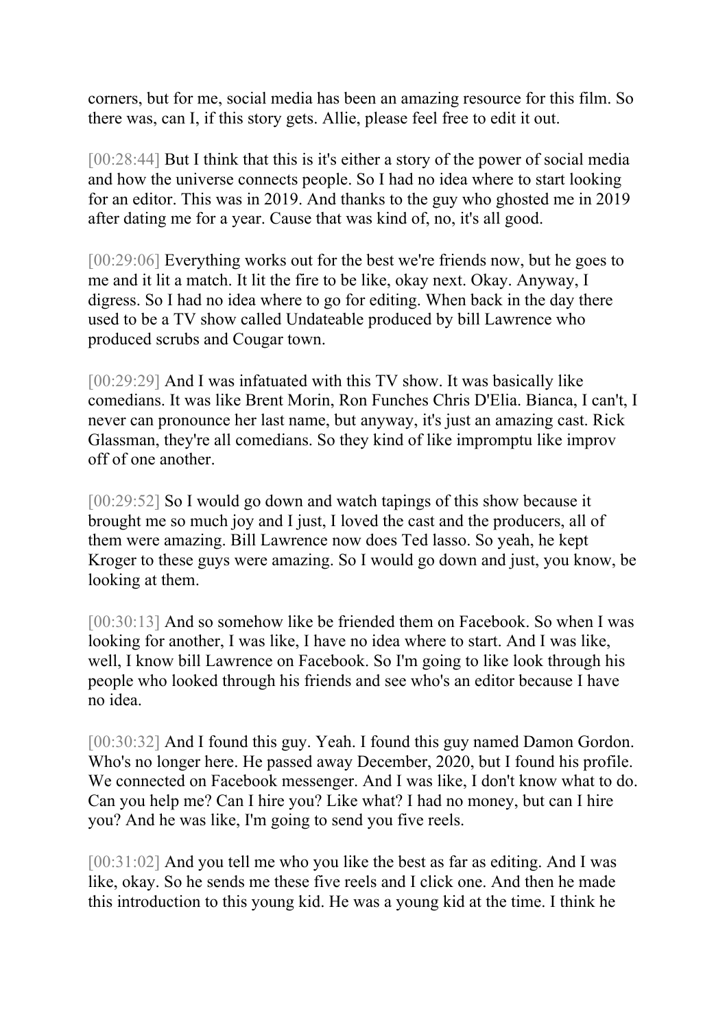corners, but for me, social media has been an amazing resource for this film. So there was, can I, if this story gets. Allie, please feel free to edit it out.

[00:28:44] But I think that this is it's either a story of the power of social media and how the universe connects people. So I had no idea where to start looking for an editor. This was in 2019. And thanks to the guy who ghosted me in 2019 after dating me for a year. Cause that was kind of, no, it's all good.

[00:29:06] Everything works out for the best we're friends now, but he goes to me and it lit a match. It lit the fire to be like, okay next. Okay. Anyway, I digress. So I had no idea where to go for editing. When back in the day there used to be a TV show called Undateable produced by bill Lawrence who produced scrubs and Cougar town.

[00:29:29] And I was infatuated with this TV show. It was basically like comedians. It was like Brent Morin, Ron Funches Chris D'Elia. Bianca, I can't, I never can pronounce her last name, but anyway, it's just an amazing cast. Rick Glassman, they're all comedians. So they kind of like impromptu like improv off of one another.

[00:29:52] So I would go down and watch tapings of this show because it brought me so much joy and I just, I loved the cast and the producers, all of them were amazing. Bill Lawrence now does Ted lasso. So yeah, he kept Kroger to these guys were amazing. So I would go down and just, you know, be looking at them.

[00:30:13] And so somehow like be friended them on Facebook. So when I was looking for another, I was like, I have no idea where to start. And I was like, well, I know bill Lawrence on Facebook. So I'm going to like look through his people who looked through his friends and see who's an editor because I have no idea.

[00:30:32] And I found this guy. Yeah. I found this guy named Damon Gordon. Who's no longer here. He passed away December, 2020, but I found his profile. We connected on Facebook messenger. And I was like, I don't know what to do. Can you help me? Can I hire you? Like what? I had no money, but can I hire you? And he was like, I'm going to send you five reels.

[00:31:02] And you tell me who you like the best as far as editing. And I was like, okay. So he sends me these five reels and I click one. And then he made this introduction to this young kid. He was a young kid at the time. I think he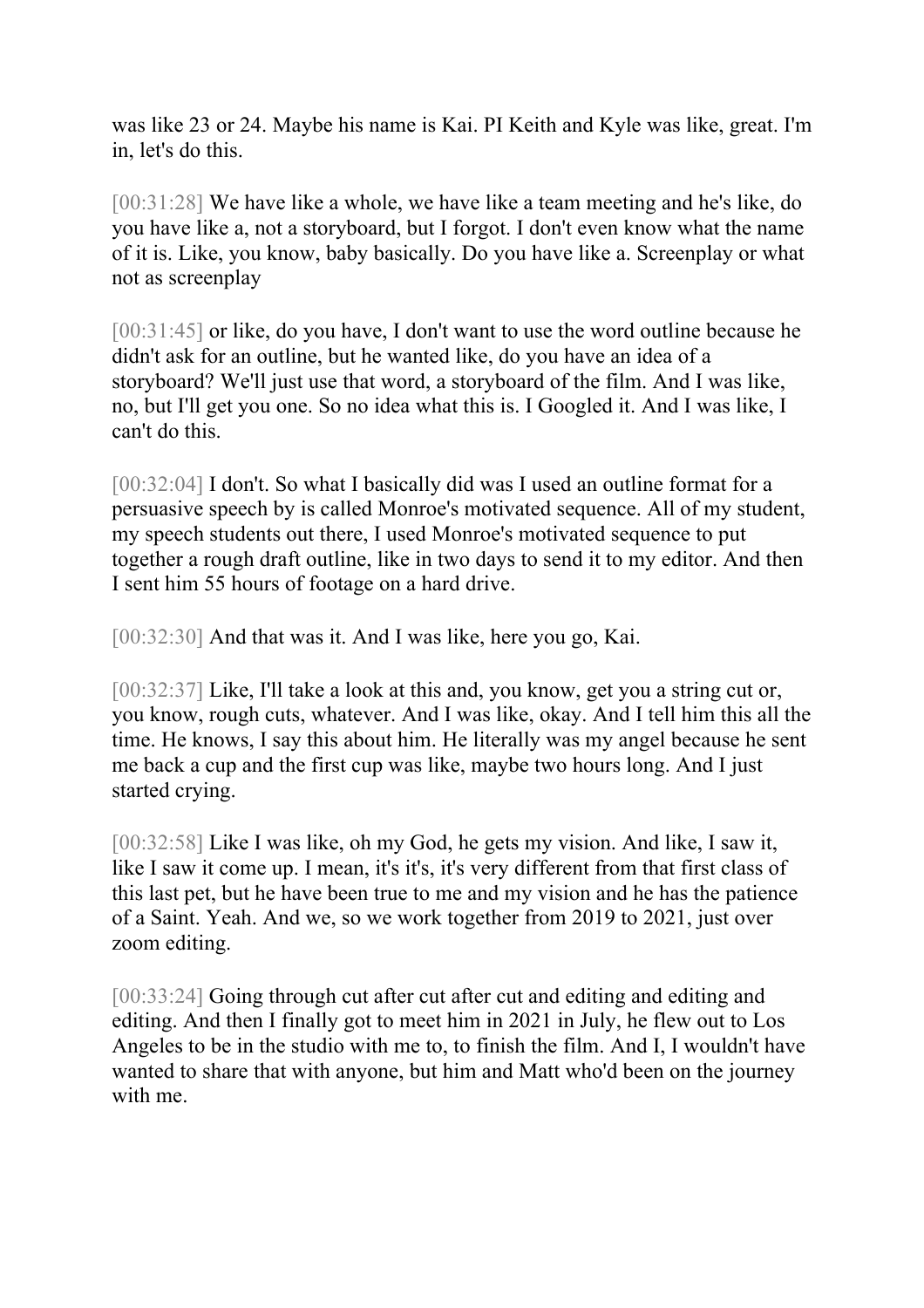was like 23 or 24. Maybe his name is Kai. PI Keith and Kyle was like, great. I'm in, let's do this.

[00:31:28] We have like a whole, we have like a team meeting and he's like, do you have like a, not a storyboard, but I forgot. I don't even know what the name of it is. Like, you know, baby basically. Do you have like a. Screenplay or what not as screenplay

[00:31:45] or like, do you have, I don't want to use the word outline because he didn't ask for an outline, but he wanted like, do you have an idea of a storyboard? We'll just use that word, a storyboard of the film. And I was like, no, but I'll get you one. So no idea what this is. I Googled it. And I was like, I can't do this.

[00:32:04] I don't. So what I basically did was I used an outline format for a persuasive speech by is called Monroe's motivated sequence. All of my student, my speech students out there, I used Monroe's motivated sequence to put together a rough draft outline, like in two days to send it to my editor. And then I sent him 55 hours of footage on a hard drive.

[00:32:30] And that was it. And I was like, here you go, Kai.

[00:32:37] Like, I'll take a look at this and, you know, get you a string cut or, you know, rough cuts, whatever. And I was like, okay. And I tell him this all the time. He knows, I say this about him. He literally was my angel because he sent me back a cup and the first cup was like, maybe two hours long. And I just started crying.

[00:32:58] Like I was like, oh my God, he gets my vision. And like, I saw it, like I saw it come up. I mean, it's it's, it's very different from that first class of this last pet, but he have been true to me and my vision and he has the patience of a Saint. Yeah. And we, so we work together from 2019 to 2021, just over zoom editing.

[00:33:24] Going through cut after cut after cut and editing and editing and editing. And then I finally got to meet him in 2021 in July, he flew out to Los Angeles to be in the studio with me to, to finish the film. And I, I wouldn't have wanted to share that with anyone, but him and Matt who'd been on the journey with me.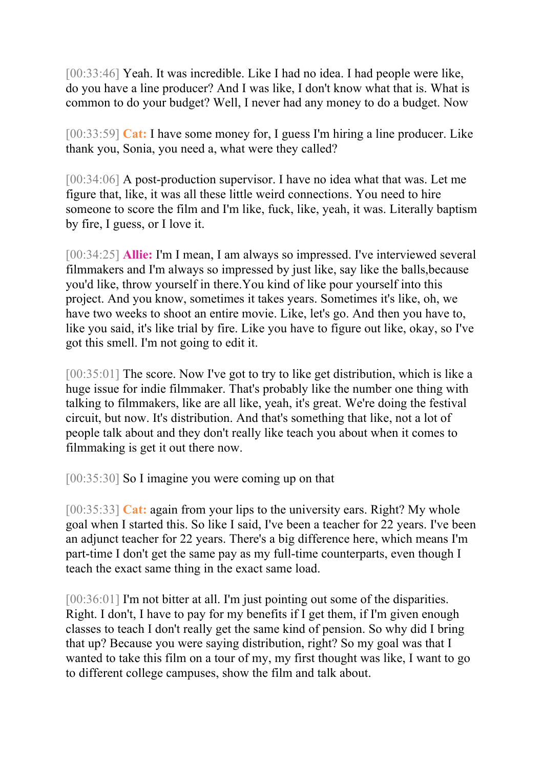[00:33:46] Yeah. It was incredible. Like I had no idea. I had people were like, do you have a line producer? And I was like, I don't know what that is. What is common to do your budget? Well, I never had any money to do a budget. Now

[00:33:59] **Cat:** I have some money for, I guess I'm hiring a line producer. Like thank you, Sonia, you need a, what were they called?

[00:34:06] A post-production supervisor. I have no idea what that was. Let me figure that, like, it was all these little weird connections. You need to hire someone to score the film and I'm like, fuck, like, yeah, it was. Literally baptism by fire, I guess, or I love it.

[00:34:25] **Allie:** I'm I mean, I am always so impressed. I've interviewed several filmmakers and I'm always so impressed by just like, say like the balls,because you'd like, throw yourself in there.You kind of like pour yourself into this project. And you know, sometimes it takes years. Sometimes it's like, oh, we have two weeks to shoot an entire movie. Like, let's go. And then you have to, like you said, it's like trial by fire. Like you have to figure out like, okay, so I've got this smell. I'm not going to edit it.

[00:35:01] The score. Now I've got to try to like get distribution, which is like a huge issue for indie filmmaker. That's probably like the number one thing with talking to filmmakers, like are all like, yeah, it's great. We're doing the festival circuit, but now. It's distribution. And that's something that like, not a lot of people talk about and they don't really like teach you about when it comes to filmmaking is get it out there now.

[00:35:30] So I imagine you were coming up on that

[00:35:33] **Cat:** again from your lips to the university ears. Right? My whole goal when I started this. So like I said, I've been a teacher for 22 years. I've been an adjunct teacher for 22 years. There's a big difference here, which means I'm part-time I don't get the same pay as my full-time counterparts, even though I teach the exact same thing in the exact same load.

[00:36:01] I'm not bitter at all. I'm just pointing out some of the disparities. Right. I don't, I have to pay for my benefits if I get them, if I'm given enough classes to teach I don't really get the same kind of pension. So why did I bring that up? Because you were saying distribution, right? So my goal was that I wanted to take this film on a tour of my, my first thought was like, I want to go to different college campuses, show the film and talk about.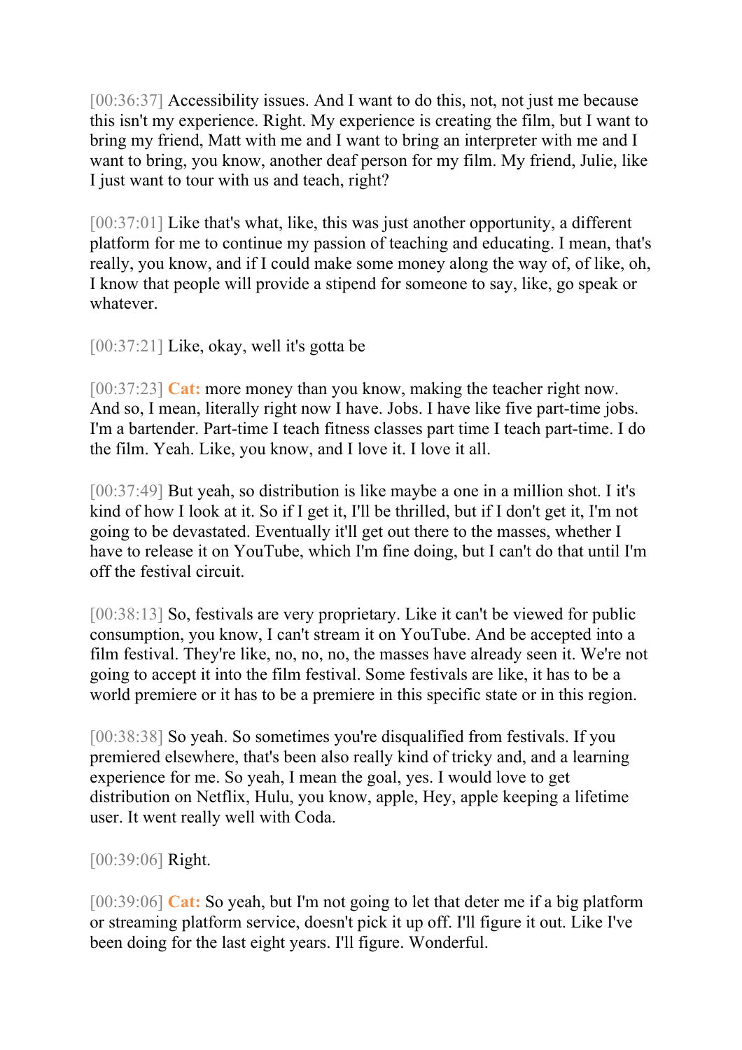[00:36:37] Accessibility issues. And I want to do this, not, not just me because this isn't my experience. Right. My experience is creating the film, but I want to bring my friend, Matt with me and I want to bring an interpreter with me and I want to bring, you know, another deaf person for my film. My friend, Julie, like I just want to tour with us and teach, right?

[00:37:01] Like that's what, like, this was just another opportunity, a different platform for me to continue my passion of teaching and educating. I mean, that's really, you know, and if I could make some money along the way of, of like, oh, I know that people will provide a stipend for someone to say, like, go speak or whatever.

[00:37:21] Like, okay, well it's gotta be

[00:37:23] **Cat:** more money than you know, making the teacher right now. And so, I mean, literally right now I have. Jobs. I have like five part-time jobs. I'm a bartender. Part-time I teach fitness classes part time I teach part-time. I do the film. Yeah. Like, you know, and I love it. I love it all.

[00:37:49] But yeah, so distribution is like maybe a one in a million shot. I it's kind of how I look at it. So if I get it, I'll be thrilled, but if I don't get it, I'm not going to be devastated. Eventually it'll get out there to the masses, whether I have to release it on YouTube, which I'm fine doing, but I can't do that until I'm off the festival circuit.

[00:38:13] So, festivals are very proprietary. Like it can't be viewed for public consumption, you know, I can't stream it on YouTube. And be accepted into a film festival. They're like, no, no, no, the masses have already seen it. We're not going to accept it into the film festival. Some festivals are like, it has to be a world premiere or it has to be a premiere in this specific state or in this region.

[00:38:38] So yeah. So sometimes you're disqualified from festivals. If you premiered elsewhere, that's been also really kind of tricky and, and a learning experience for me. So yeah, I mean the goal, yes. I would love to get distribution on Netflix, Hulu, you know, apple, Hey, apple keeping a lifetime user. It went really well with Coda.

[00:39:06] Right.

[00:39:06] **Cat:** So yeah, but I'm not going to let that deter me if a big platform or streaming platform service, doesn't pick it up off. I'll figure it out. Like I've been doing for the last eight years. I'll figure. Wonderful.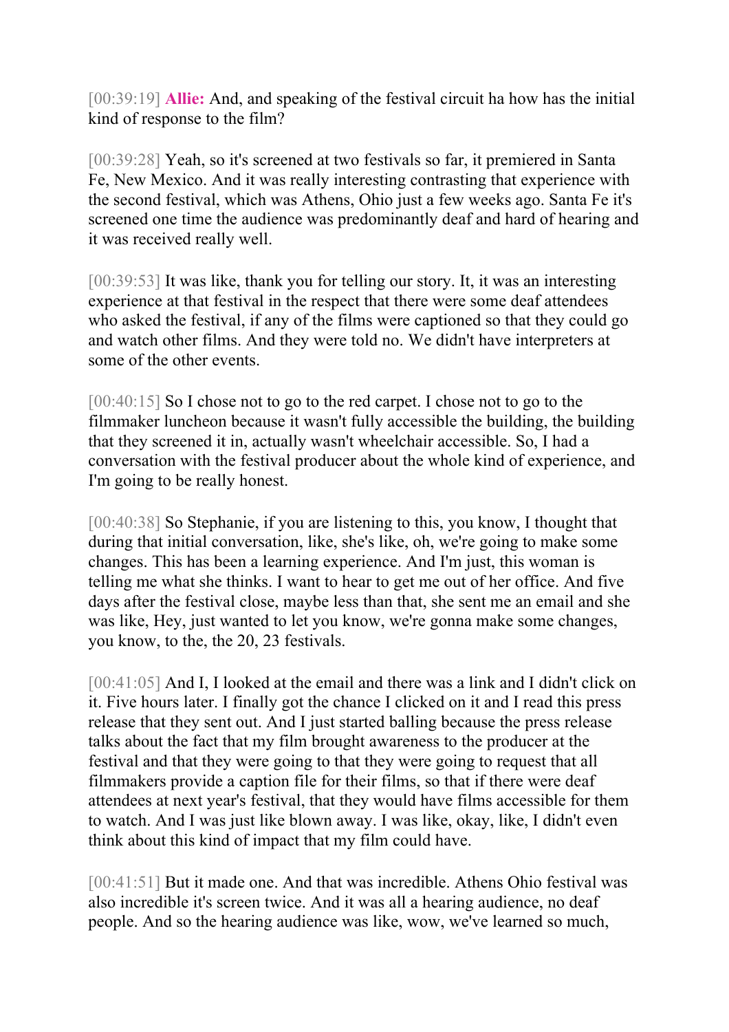[00:39:19] **Allie:** And, and speaking of the festival circuit ha how has the initial kind of response to the film?

[00:39:28] Yeah, so it's screened at two festivals so far, it premiered in Santa Fe, New Mexico. And it was really interesting contrasting that experience with the second festival, which was Athens, Ohio just a few weeks ago. Santa Fe it's screened one time the audience was predominantly deaf and hard of hearing and it was received really well.

[00:39:53] It was like, thank you for telling our story. It, it was an interesting experience at that festival in the respect that there were some deaf attendees who asked the festival, if any of the films were captioned so that they could go and watch other films. And they were told no. We didn't have interpreters at some of the other events.

[00:40:15] So I chose not to go to the red carpet. I chose not to go to the filmmaker luncheon because it wasn't fully accessible the building, the building that they screened it in, actually wasn't wheelchair accessible. So, I had a conversation with the festival producer about the whole kind of experience, and I'm going to be really honest.

[00:40:38] So Stephanie, if you are listening to this, you know, I thought that during that initial conversation, like, she's like, oh, we're going to make some changes. This has been a learning experience. And I'm just, this woman is telling me what she thinks. I want to hear to get me out of her office. And five days after the festival close, maybe less than that, she sent me an email and she was like, Hey, just wanted to let you know, we're gonna make some changes, you know, to the, the 20, 23 festivals.

[00:41:05] And I, I looked at the email and there was a link and I didn't click on it. Five hours later. I finally got the chance I clicked on it and I read this press release that they sent out. And I just started balling because the press release talks about the fact that my film brought awareness to the producer at the festival and that they were going to that they were going to request that all filmmakers provide a caption file for their films, so that if there were deaf attendees at next year's festival, that they would have films accessible for them to watch. And I was just like blown away. I was like, okay, like, I didn't even think about this kind of impact that my film could have.

[00:41:51] But it made one. And that was incredible. Athens Ohio festival was also incredible it's screen twice. And it was all a hearing audience, no deaf people. And so the hearing audience was like, wow, we've learned so much,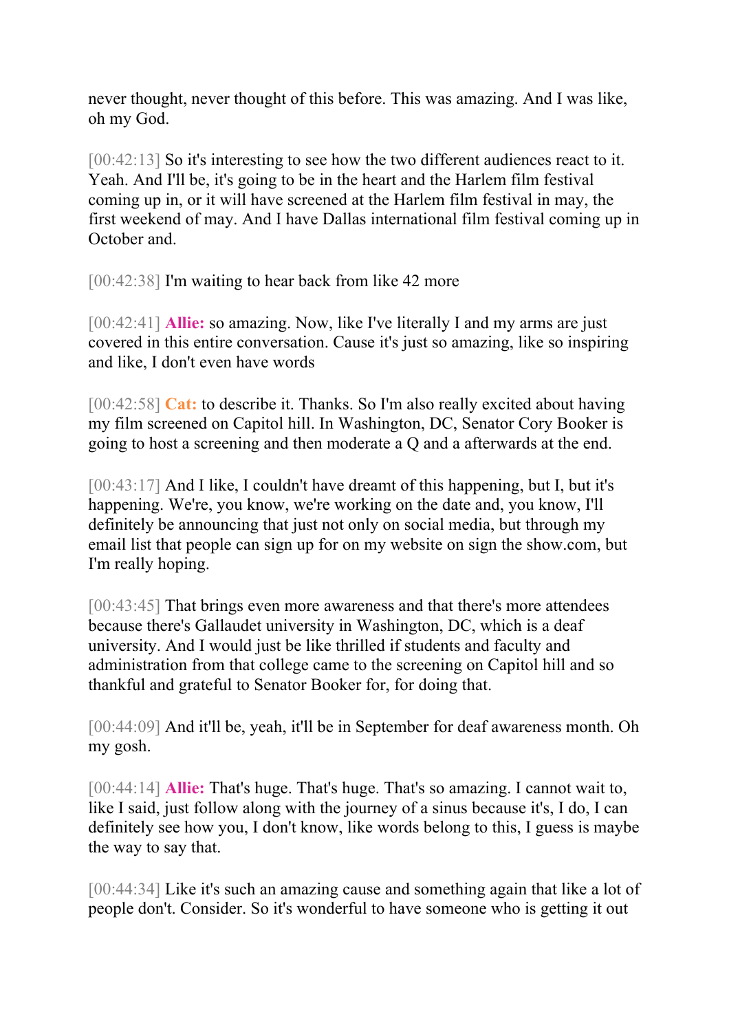never thought, never thought of this before. This was amazing. And I was like, oh my God.

[00:42:13] So it's interesting to see how the two different audiences react to it. Yeah. And I'll be, it's going to be in the heart and the Harlem film festival coming up in, or it will have screened at the Harlem film festival in may, the first weekend of may. And I have Dallas international film festival coming up in October and.

[00:42:38] I'm waiting to hear back from like 42 more

[00:42:41] **Allie:** so amazing. Now, like I've literally I and my arms are just covered in this entire conversation. Cause it's just so amazing, like so inspiring and like, I don't even have words

[00:42:58] **Cat:** to describe it. Thanks. So I'm also really excited about having my film screened on Capitol hill. In Washington, DC, Senator Cory Booker is going to host a screening and then moderate a Q and a afterwards at the end.

[00:43:17] And I like, I couldn't have dreamt of this happening, but I, but it's happening. We're, you know, we're working on the date and, you know, I'll definitely be announcing that just not only on social media, but through my email list that people can sign up for on my website on sign the show.com, but I'm really hoping.

[00:43:45] That brings even more awareness and that there's more attendees because there's Gallaudet university in Washington, DC, which is a deaf university. And I would just be like thrilled if students and faculty and administration from that college came to the screening on Capitol hill and so thankful and grateful to Senator Booker for, for doing that.

[00:44:09] And it'll be, yeah, it'll be in September for deaf awareness month. Oh my gosh.

[00:44:14] **Allie:** That's huge. That's huge. That's so amazing. I cannot wait to, like I said, just follow along with the journey of a sinus because it's, I do, I can definitely see how you, I don't know, like words belong to this, I guess is maybe the way to say that.

[00:44:34] Like it's such an amazing cause and something again that like a lot of people don't. Consider. So it's wonderful to have someone who is getting it out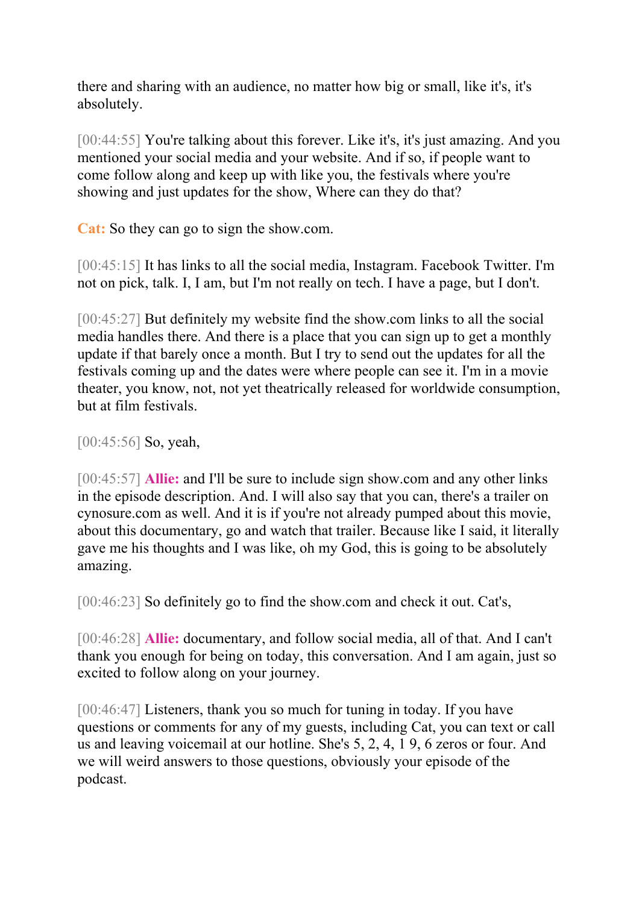there and sharing with an audience, no matter how big or small, like it's, it's absolutely.

[00:44:55] You're talking about this forever. Like it's, it's just amazing. And you mentioned your social media and your website. And if so, if people want to come follow along and keep up with like you, the festivals where you're showing and just updates for the show, Where can they do that?

**Cat:** So they can go to sign the show.com.

[00:45:15] It has links to all the social media, Instagram. Facebook Twitter. I'm not on pick, talk. I, I am, but I'm not really on tech. I have a page, but I don't.

[00:45:27] But definitely my website find the show.com links to all the social media handles there. And there is a place that you can sign up to get a monthly update if that barely once a month. But I try to send out the updates for all the festivals coming up and the dates were where people can see it. I'm in a movie theater, you know, not, not yet theatrically released for worldwide consumption, but at film festivals.

[00:45:56] So, yeah,

[00:45:57] **Allie:** and I'll be sure to include sign show.com and any other links in the episode description. And. I will also say that you can, there's a trailer on cynosure.com as well. And it is if you're not already pumped about this movie, about this documentary, go and watch that trailer. Because like I said, it literally gave me his thoughts and I was like, oh my God, this is going to be absolutely amazing.

[00:46:23] So definitely go to find the show.com and check it out. Cat's,

[00:46:28] **Allie:** documentary, and follow social media, all of that. And I can't thank you enough for being on today, this conversation. And I am again, just so excited to follow along on your journey.

[00:46:47] Listeners, thank you so much for tuning in today. If you have questions or comments for any of my guests, including Cat, you can text or call us and leaving voicemail at our hotline. She's 5, 2, 4, 1 9, 6 zeros or four. And we will weird answers to those questions, obviously your episode of the podcast.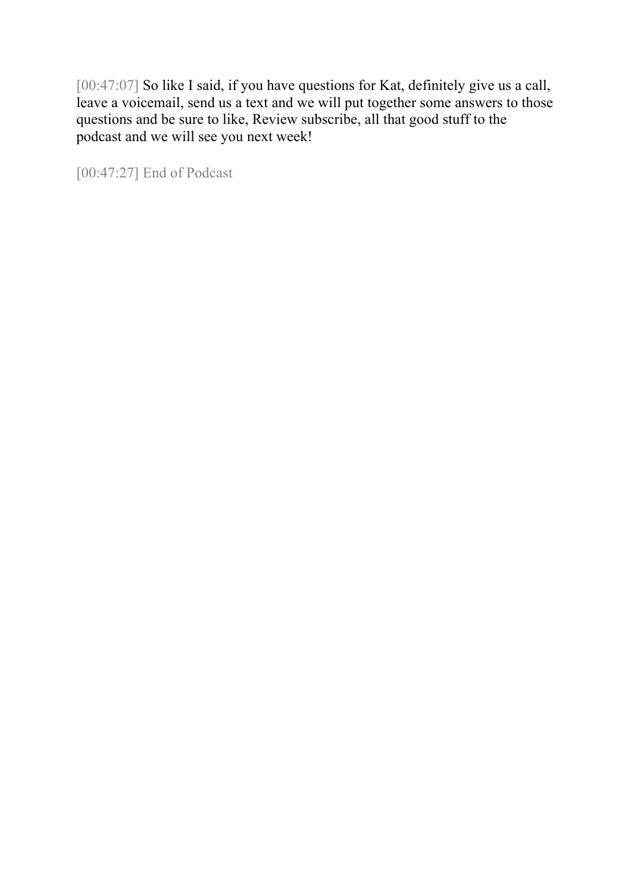[00:47:07] So like I said, if you have questions for Kat, definitely give us a call, leave a voicemail, send us a text and we will put together some answers to those questions and be sure to like, Review subscribe, all that good stuff to the podcast and we will see you next week!

[00:47:27] End of Podcast